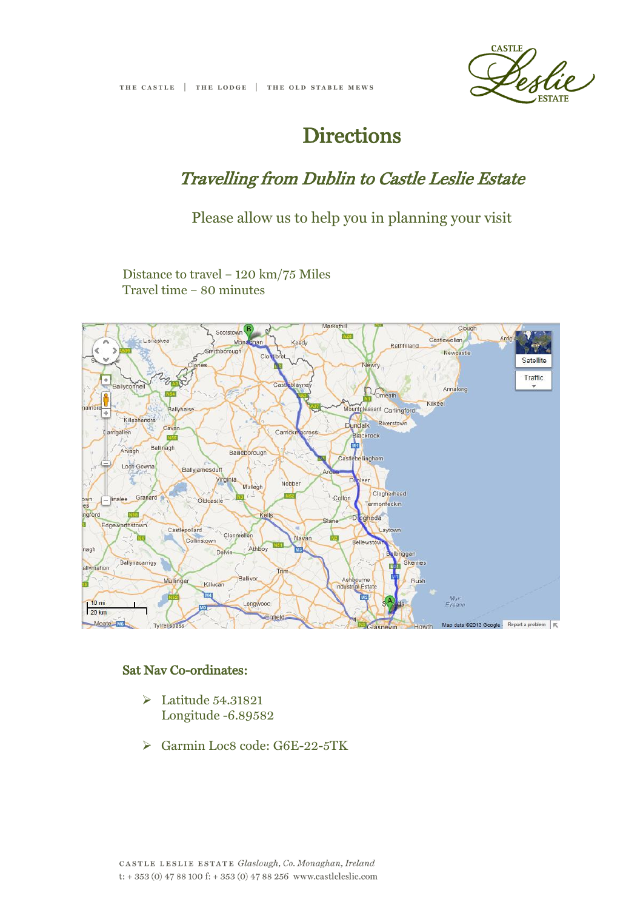THE CASTLE | THE LODGE | THE OLD STABLE MEWS

# Directions

## *Travelling from Dublin to Castle Leslie Estate*

Please allow us to help you in planning your visit

Distance to travel – 120 km/75 Miles
Travel time – 80 minutes

### Sat Nav Co-ordinates:

- Latitude 54.31821
  Longitude -6.89582
- Garmin Loc8 code: G6E-22-5TK

CASTLE LESLIE ESTATE *Glaslough, Co. Monaghan, Ireland*
t: + 353 (0) 47 88 100 f: + 353 (0) 47 88 256 www.castleleslie.com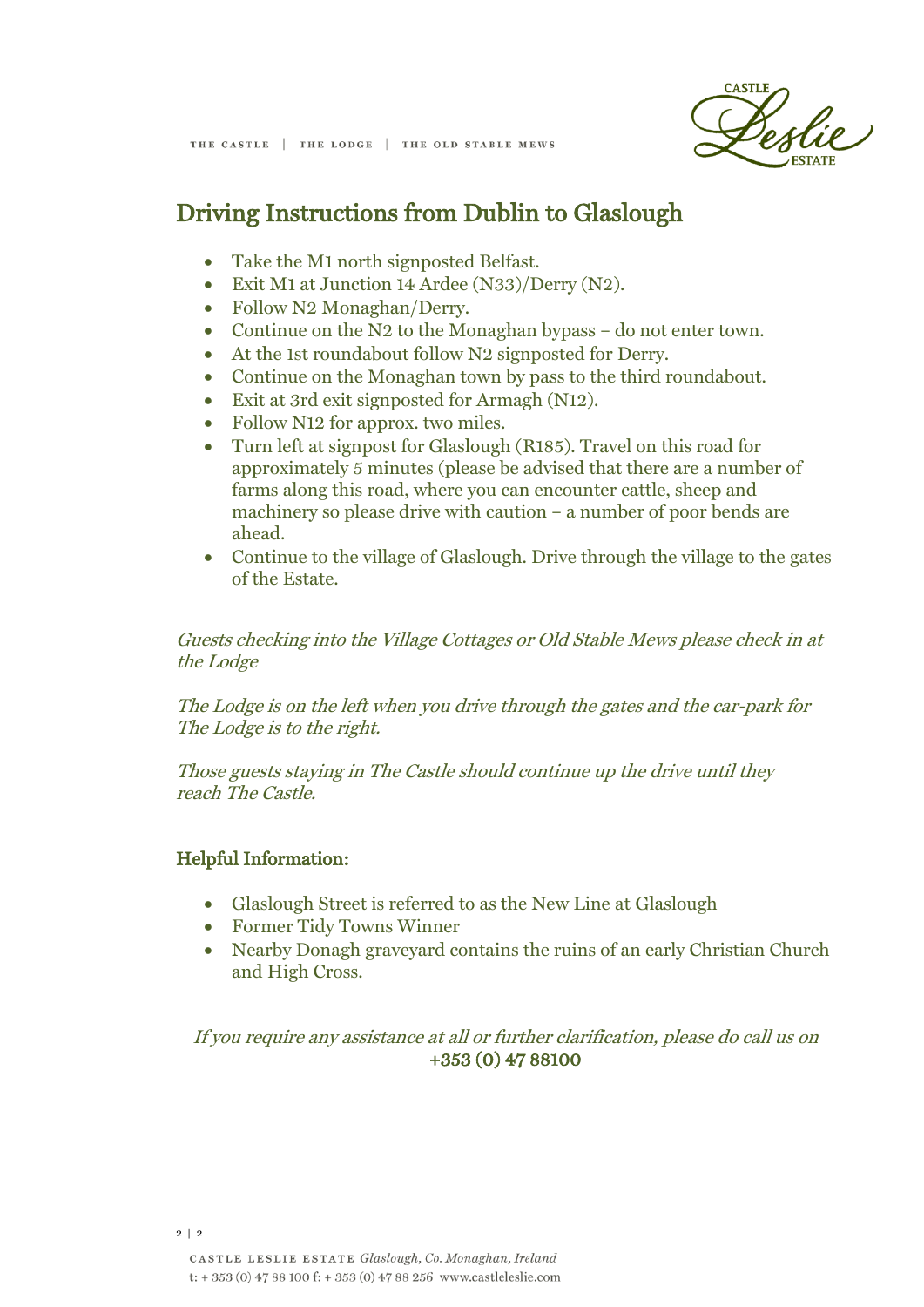# Driving Instructions from Dublin to Glaslough

- Take the M1 north signposted Belfast.
- Exit M1 at Junction 14 Ardee (N33)/Derry (N2).
- Follow N2 Monaghan/Derry.
- Continue on the N2 to the Monaghan bypass – do not enter town.
- At the 1st roundabout follow N2 signposted for Derry.
- Continue on the Monaghan town by pass to the third roundabout.
- Exit at 3rd exit signposted for Armagh (N12).
- Follow N12 for approx. two miles.
- Turn left at signpost for Glaslough (R185). Travel on this road for approximately 5 minutes (please be advised that there are a number of farms along this road, where you can encounter cattle, sheep and machinery so please drive with caution – a number of poor bends are ahead.
- Continue to the village of Glaslough. Drive through the village to the gates of the Estate.

*Guests checking into the Village Cottages or Old Stable Mews please check in at the Lodge*

*The Lodge is on the left when you drive through the gates and the car-park for The Lodge is to the right.*

*Those guests staying in The Castle should continue up the drive until they reach The Castle.*

### Helpful Information:

- Glaslough Street is referred to as the New Line at Glaslough
- Former Tidy Towns Winner
- Nearby Donagh graveyard contains the ruins of an early Christian Church and High Cross.

*If you require any assistance at all or further clarification, please do call us on* **+353 (0) 47 88100**

CASTLE LESLIE ESTATE *Glaslough, Co. Monaghan, Ireland*
t: + 353 (0) 47 88 100 f: + 353 (0) 47 88 256 www.castleleslie.com